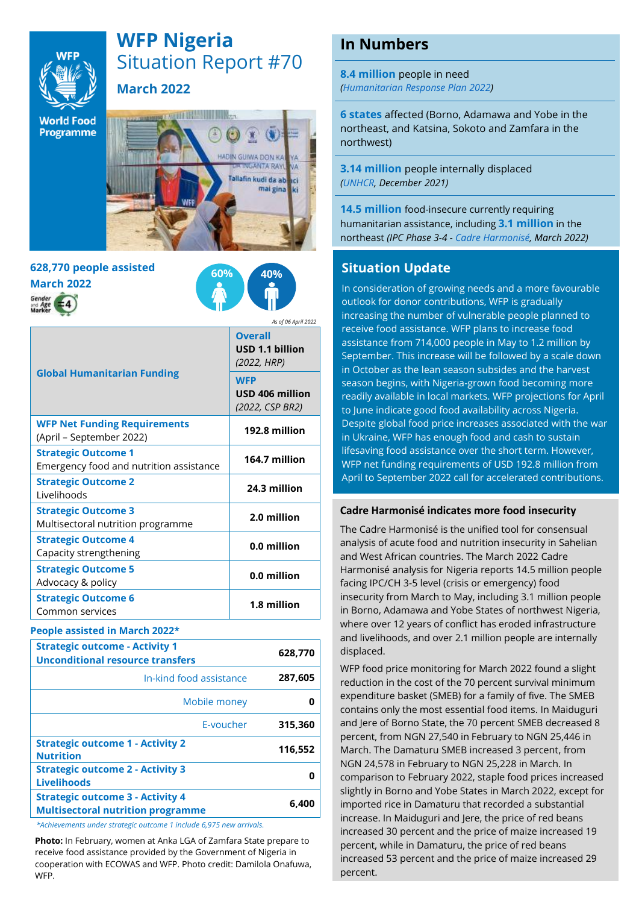# WFP Nigeria
## Situation Report #70
### March 2022

World Food Programme

**628,770 people assisted**
**March 2022**

60% 40%

*As of 06 April 2022*

| Global Humanitarian Funding | **Overall** USD 1.1 billion *(2022, HRP)* |
|---|---|
| | **WFP** USD 406 million *(2022, CSP BR2)* |
| **WFP Net Funding Requirements** (April – September 2022) | **192.8 million** |
| **Strategic Outcome 1** Emergency food and nutrition assistance | **164.7 million** |
| **Strategic Outcome 2** Livelihoods | **24.3 million** |
| **Strategic Outcome 3** Multisectoral nutrition programme | **2.0 million** |
| **Strategic Outcome 4** Capacity strengthening | **0.0 million** |
| **Strategic Outcome 5** Advocacy & policy | **0.0 million** |
| **Strategic Outcome 6** Common services | **1.8 million** |

**People assisted in March 2022***

| | |
|---|---|
| **Strategic outcome - Activity 1 Unconditional resource transfers** | **628,770** |
| In-kind food assistance | **287,605** |
| Mobile money | **0** |
| E-voucher | **315,360** |
| **Strategic outcome 1 - Activity 2 Nutrition** | **116,552** |
| **Strategic outcome 2 - Activity 3 Livelihoods** | **0** |
| **Strategic outcome 3 - Activity 4 Multisectoral nutrition programme** | **6,400** |

*\*Achievements under strategic outcome 1 include 6,975 new arrivals.*

**Photo:** In February, women at Anka LGA of Zamfara State prepare to receive food assistance provided by the Government of Nigeria in cooperation with ECOWAS and WFP. Photo credit: Damilola Onafuwa, WFP.

## In Numbers

**8.4 million** people in need
*(Humanitarian Response Plan 2022)*

**6 states** affected (Borno, Adamawa and Yobe in the northeast, and Katsina, Sokoto and Zamfara in the northwest)

**3.14 million** people internally displaced
*(UNHCR, December 2021)*

**14.5 million** food-insecure currently requiring humanitarian assistance, including **3.1 million** in the northeast *(IPC Phase 3-4 - Cadre Harmonisé, March 2022)*

## Situation Update

In consideration of growing needs and a more favourable outlook for donor contributions, WFP is gradually increasing the number of vulnerable people planned to receive food assistance. WFP plans to increase food assistance from 714,000 people in May to 1.2 million by September. This increase will be followed by a scale down in October as the lean season subsides and the harvest season begins, with Nigeria-grown food becoming more readily available in local markets. WFP projections for April to June indicate good food availability across Nigeria. Despite global food price increases associated with the war in Ukraine, WFP has enough food and cash to sustain lifesaving food assistance over the short term. However, WFP net funding requirements of USD 192.8 million from April to September 2022 call for accelerated contributions.

### Cadre Harmonisé indicates more food insecurity

The Cadre Harmonisé is the unified tool for consensual analysis of acute food and nutrition insecurity in Sahelian and West African countries. The March 2022 Cadre Harmonisé analysis for Nigeria reports 14.5 million people facing IPC/CH 3-5 level (crisis or emergency) food insecurity from March to May, including 3.1 million people in Borno, Adamawa and Yobe States of northwest Nigeria, where over 12 years of conflict has eroded infrastructure and livelihoods, and over 2.1 million people are internally displaced.

WFP food price monitoring for March 2022 found a slight reduction in the cost of the 70 percent survival minimum expenditure basket (SMEB) for a family of five. The SMEB contains only the most essential food items. In Maiduguri and Jere of Borno State, the 70 percent SMEB decreased 8 percent, from NGN 27,540 in February to NGN 25,446 in March. The Damaturu SMEB increased 3 percent, from NGN 24,578 in February to NGN 25,228 in March. In comparison to February 2022, staple food prices increased slightly in Borno and Yobe States in March 2022, except for imported rice in Damaturu that recorded a substantial increase. In Maiduguri and Jere, the price of red beans increased 30 percent and the price of maize increased 19 percent, while in Damaturu, the price of red beans increased 53 percent and the price of maize increased 29 percent.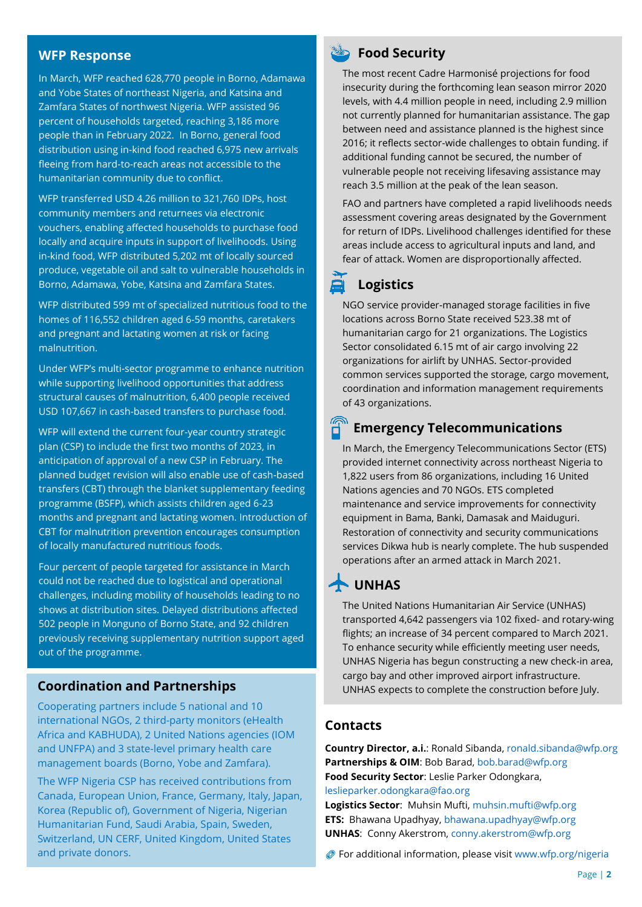## WFP Response

In March, WFP reached 628,770 people in Borno, Adamawa and Yobe States of northeast Nigeria, and Katsina and Zamfara States of northwest Nigeria. WFP assisted 96 percent of households targeted, reaching 3,186 more people than in February 2022. In Borno, general food distribution using in-kind food reached 6,975 new arrivals fleeing from hard-to-reach areas not accessible to the humanitarian community due to conflict.

WFP transferred USD 4.26 million to 321,760 IDPs, host community members and returnees via electronic vouchers, enabling affected households to purchase food locally and acquire inputs in support of livelihoods. Using in-kind food, WFP distributed 5,202 mt of locally sourced produce, vegetable oil and salt to vulnerable households in Borno, Adamawa, Yobe, Katsina and Zamfara States.

WFP distributed 599 mt of specialized nutritious food to the homes of 116,552 children aged 6-59 months, caretakers and pregnant and lactating women at risk or facing malnutrition.

Under WFP's multi-sector programme to enhance nutrition while supporting livelihood opportunities that address structural causes of malnutrition, 6,400 people received USD 107,667 in cash-based transfers to purchase food.

WFP will extend the current four-year country strategic plan (CSP) to include the first two months of 2023, in anticipation of approval of a new CSP in February. The planned budget revision will also enable use of cash-based transfers (CBT) through the blanket supplementary feeding programme (BSFP), which assists children aged 6-23 months and pregnant and lactating women. Introduction of CBT for malnutrition prevention encourages consumption of locally manufactured nutritious foods.

Four percent of people targeted for assistance in March could not be reached due to logistical and operational challenges, including mobility of households leading to no shows at distribution sites. Delayed distributions affected 502 people in Monguno of Borno State, and 92 children previously receiving supplementary nutrition support aged out of the programme.

## Coordination and Partnerships

Cooperating partners include 5 national and 10 international NGOs, 2 third-party monitors (eHealth Africa and KABHUDA), 2 United Nations agencies (IOM and UNFPA) and 3 state-level primary health care management boards (Borno, Yobe and Zamfara).

The WFP Nigeria CSP has received contributions from Canada, European Union, France, Germany, Italy, Japan, Korea (Republic of), Government of Nigeria, Nigerian Humanitarian Fund, Saudi Arabia, Spain, Sweden, Switzerland, UN CERF, United Kingdom, United States and private donors.

## Food Security

The most recent Cadre Harmonisé projections for food insecurity during the forthcoming lean season mirror 2020 levels, with 4.4 million people in need, including 2.9 million not currently planned for humanitarian assistance. The gap between need and assistance planned is the highest since 2016; it reflects sector-wide challenges to obtain funding. if additional funding cannot be secured, the number of vulnerable people not receiving lifesaving assistance may reach 3.5 million at the peak of the lean season.

FAO and partners have completed a rapid livelihoods needs assessment covering areas designated by the Government for return of IDPs. Livelihood challenges identified for these areas include access to agricultural inputs and land, and fear of attack. Women are disproportionally affected.

## Logistics

NGO service provider-managed storage facilities in five locations across Borno State received 523.38 mt of humanitarian cargo for 21 organizations. The Logistics Sector consolidated 6.15 mt of air cargo involving 22 organizations for airlift by UNHAS. Sector-provided common services supported the storage, cargo movement, coordination and information management requirements of 43 organizations.

## Emergency Telecommunications

In March, the Emergency Telecommunications Sector (ETS) provided internet connectivity across northeast Nigeria to 1,822 users from 86 organizations, including 16 United Nations agencies and 70 NGOs. ETS completed maintenance and service improvements for connectivity equipment in Bama, Banki, Damasak and Maiduguri. Restoration of connectivity and security communications services Dikwa hub is nearly complete. The hub suspended operations after an armed attack in March 2021.

## UNHAS

The United Nations Humanitarian Air Service (UNHAS) transported 4,642 passengers via 102 fixed- and rotary-wing flights; an increase of 34 percent compared to March 2021. To enhance security while efficiently meeting user needs, UNHAS Nigeria has begun constructing a new check-in area, cargo bay and other improved airport infrastructure. UNHAS expects to complete the construction before July.

## Contacts

**Country Director, a.i.**: Ronald Sibanda, ronald.sibanda@wfp.org
**Partnerships & OIM**: Bob Barad, bob.barad@wfp.org
**Food Security Sector**: Leslie Parker Odongkara, leslieparker.odongkara@fao.org
**Logistics Sector**: Muhsin Mufti, muhsin.mufti@wfp.org
**ETS:** Bhawana Upadhyay, bhawana.upadhyay@wfp.org
**UNHAS**: Conny Akerstrom, conny.akerstrom@wfp.org

For additional information, please visit www.wfp.org/nigeria